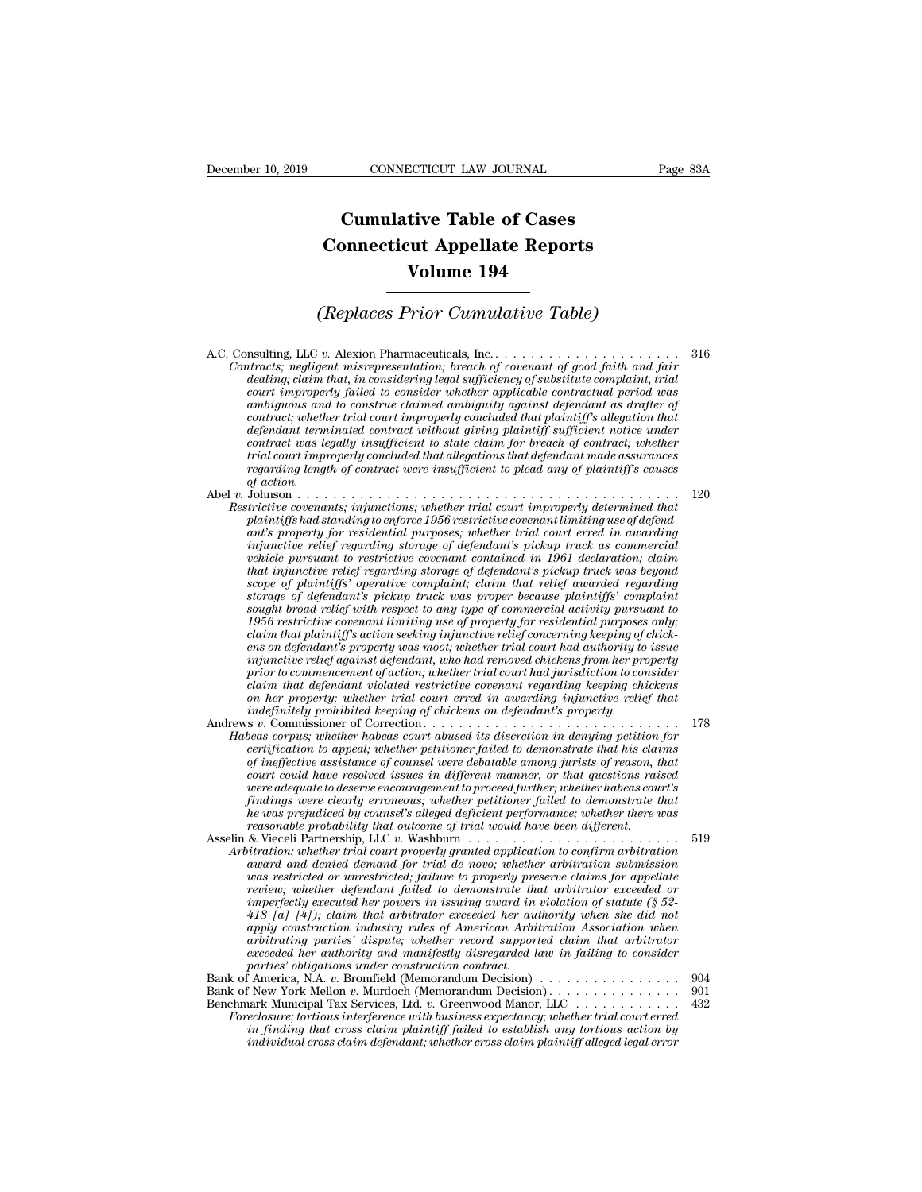# Cumulative Table of Cases
# Connecticut Appellate Reports
# Volume 194

## *(Replaces Prior Cumulative Table)*

A.C. Consulting, LLC *v.* Alexion Pharmaceuticals, Inc. . . . . . . . . . . . . . . . . . . . . . 316
*Contracts; negligent misrepresentation; breach of covenant of good faith and fair dealing; claim that, in considering legal sufficiency of substitute complaint, trial court improperly failed to consider whether applicable contractual period was ambiguous and to construe claimed ambiguity against defendant as drafter of contract; whether trial court improperly concluded that plaintiff's allegation that defendant terminated contract without giving plaintiff sufficient notice under contract was legally insufficient to state claim for breach of contract; whether trial court improperly concluded that allegations that defendant made assurances regarding length of contract were insufficient to plead any of plaintiff's causes of action.*

Abel *v.* Johnson . . . . . . . . . . . . . . . . . . . . . . . . . . . . . . . . . . . . . . . . . . . 120
*Restrictive covenants; injunctions; whether trial court improperly determined that plaintiffs had standing to enforce 1956 restrictive covenant limiting use of defendant's property for residential purposes; whether trial court erred in awarding injunctive relief regarding storage of defendant's pickup truck as commercial vehicle pursuant to restrictive covenant contained in 1961 declaration; claim that injunctive relief regarding storage of defendant's pickup truck was beyond scope of plaintiffs' operative complaint; claim that relief awarded regarding storage of defendant's pickup truck was proper because plaintiffs' complaint sought broad relief with respect to any type of commercial activity pursuant to 1956 restrictive covenant limiting use of property for residential purposes only; claim that plaintiff's action seeking injunctive relief concerning keeping of chickens on defendant's property was moot; whether trial court had authority to issue injunctive relief against defendant, who had removed chickens from her property prior to commencement of action; whether trial court had jurisdiction to consider claim that defendant violated restrictive covenant regarding keeping chickens on her property; whether trial court erred in awarding injunctive relief that indefinitely prohibited keeping of chickens on defendant's property.*

Andrews *v.* Commissioner of Correction . . . . . . . . . . . . . . . . . . . . . . . . . . . . 178
*Habeas corpus; whether habeas court abused its discretion in denying petition for certification to appeal; whether petitioner failed to demonstrate that his claims of ineffective assistance of counsel were debatable among jurists of reason, that court could have resolved issues in different manner, or that questions raised were adequate to deserve encouragement to proceed further; whether habeas court's findings were clearly erroneous; whether petitioner failed to demonstrate that he was prejudiced by counsel's alleged deficient performance; whether there was reasonable probability that outcome of trial would have been different.*

Asselin & Vieceli Partnership, LLC *v.* Washburn . . . . . . . . . . . . . . . . . . . . . . . 519
*Arbitration; whether trial court properly granted application to confirm arbitration award and denied demand for trial de novo; whether arbitration submission was restricted or unrestricted; failure to properly preserve claims for appellate review; whether defendant failed to demonstrate that arbitrator exceeded or imperfectly executed her powers in issuing award in violation of statute (§ 52-418 [a] [4]); claim that arbitrator exceeded her authority when she did not apply construction industry rules of American Arbitration Association when arbitrating parties' dispute; whether record supported claim that arbitrator exceeded her authority and manifestly disregarded law in failing to consider parties' obligations under construction contract.*

Bank of America, N.A. *v.* Bromfield (Memorandum Decision) . . . . . . . . . . . . . . . . 904

Bank of New York Mellon *v.* Murdoch (Memorandum Decision) . . . . . . . . . . . . . . . 901

Benchmark Municipal Tax Services, Ltd. *v.* Greenwood Manor, LLC . . . . . . . . . . . . 432
*Foreclosure; tortious interference with business expectancy; whether trial court erred in finding that cross claim plaintiff failed to establish any tortious action by individual cross claim defendant; whether cross claim plaintiff alleged legal error*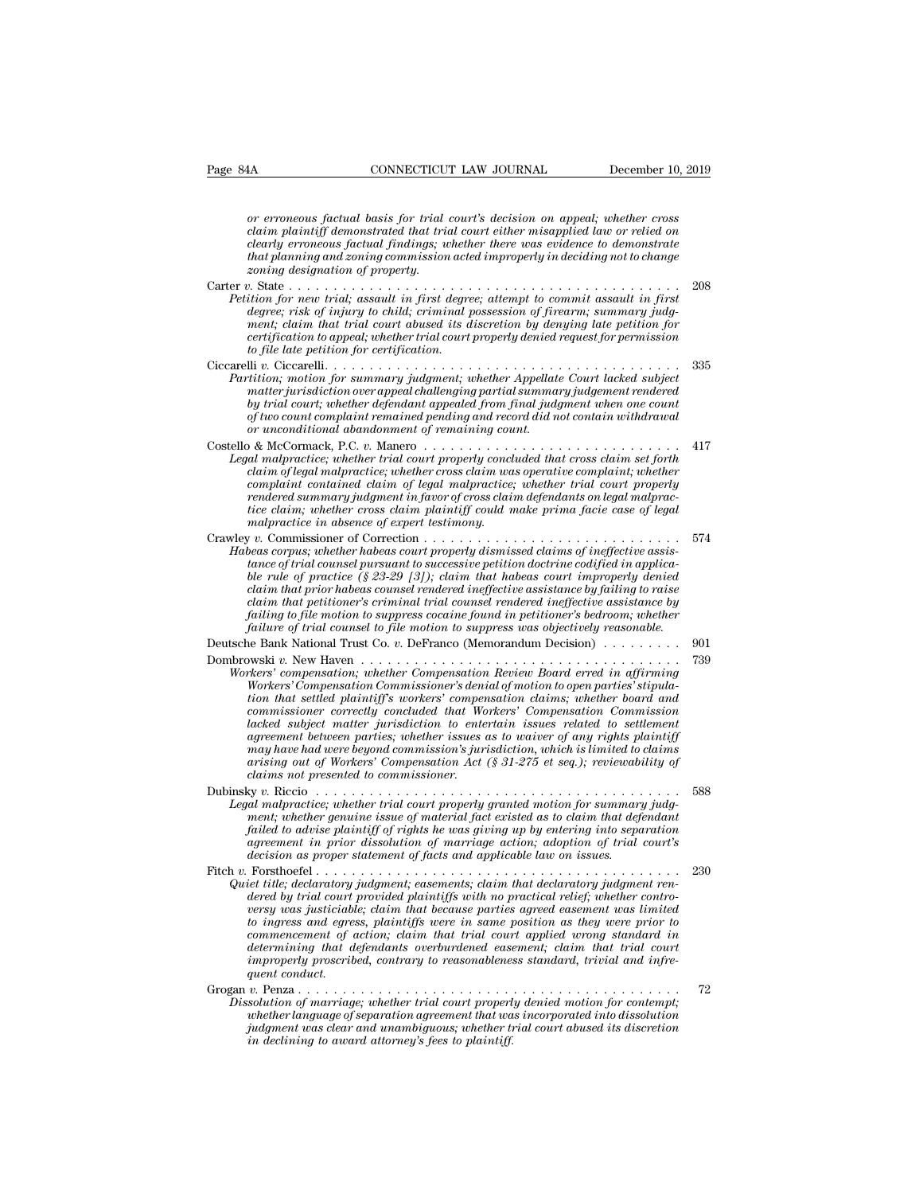*or erroneous factual basis for trial court's decision on appeal; whether cross claim plaintiff demonstrated that trial court either misapplied law or relied on clearly erroneous factual findings; whether there was evidence to demonstrate that planning and zoning commission acted improperly in deciding not to change zoning designation of property.*

Carter *v.* State . . . . . . . . . . . . . . . . . . . . . . . . . . . . . . . . . . . . . . . . . . . 208
*Petition for new trial; assault in first degree; attempt to commit assault in first degree; risk of injury to child; criminal possession of firearm; summary judgment; claim that trial court abused its discretion by denying late petition for certification to appeal; whether trial court properly denied request for permission to file late petition for certification.*

Ciccarelli *v.* Ciccarelli. . . . . . . . . . . . . . . . . . . . . . . . . . . . . . . . . . . . . . . . . 335
*Partition; motion for summary judgment; whether Appellate Court lacked subject matter jurisdiction over appeal challenging partial summary judgement rendered by trial court; whether defendant appealed from final judgment when one count of two count complaint remained pending and record did not contain withdrawal or unconditional abandonment of remaining count.*

Costello & McCormack, P.C. *v.* Manero . . . . . . . . . . . . . . . . . . . . . . . . . . . . . 417
*Legal malpractice; whether trial court properly concluded that cross claim set forth claim of legal malpractice; whether cross claim was operative complaint; whether complaint contained claim of legal malpractice; whether trial court properly rendered summary judgment in favor of cross claim defendants on legal malpractice claim; whether cross claim plaintiff could make prima facie case of legal malpractice in absence of expert testimony.*

Crawley *v.* Commissioner of Correction . . . . . . . . . . . . . . . . . . . . . . . . . . . . . 574
*Habeas corpus; whether habeas court properly dismissed claims of ineffective assistance of trial counsel pursuant to successive petition doctrine codified in applicable rule of practice (§ 23-29 [3]); claim that habeas court improperly denied claim that prior habeas counsel rendered ineffective assistance by failing to raise claim that petitioner's criminal trial counsel rendered ineffective assistance by failing to file motion to suppress cocaine found in petitioner's bedroom; whether failure of trial counsel to file motion to suppress was objectively reasonable.*

Deutsche Bank National Trust Co. *v.* DeFranco (Memorandum Decision) . . . . . . . . . 901

Dombrowski *v.* New Haven . . . . . . . . . . . . . . . . . . . . . . . . . . . . . . . . . . . . . 739
*Workers' compensation; whether Compensation Review Board erred in affirming Workers' Compensation Commissioner's denial of motion to open parties' stipulation that settled plaintiff's workers' compensation claims; whether board and commissioner correctly concluded that Workers' Compensation Commission lacked subject matter jurisdiction to entertain issues related to settlement agreement between parties; whether issues as to waiver of any rights plaintiff may have had were beyond commission's jurisdiction, which is limited to claims arising out of Workers' Compensation Act (§ 31-275 et seq.); reviewability of claims not presented to commissioner.*

Dubinsky *v.* Riccio . . . . . . . . . . . . . . . . . . . . . . . . . . . . . . . . . . . . . . . . . . 588
*Legal malpractice; whether trial court properly granted motion for summary judgment; whether genuine issue of material fact existed as to claim that defendant failed to advise plaintiff of rights he was giving up by entering into separation agreement in prior dissolution of marriage action; adoption of trial court's decision as proper statement of facts and applicable law on issues.*

Fitch *v.* Forsthoefel . . . . . . . . . . . . . . . . . . . . . . . . . . . . . . . . . . . . . . . . . . 230
*Quiet title; declaratory judgment; easements; claim that declaratory judgment rendered by trial court provided plaintiffs with no practical relief; whether controversy was justiciable; claim that because parties agreed easement was limited to ingress and egress, plaintiffs were in same position as they were prior to commencement of action; claim that trial court applied wrong standard in determining that defendants overburdened easement; claim that trial court improperly proscribed, contrary to reasonableness standard, trivial and infrequent conduct.*

Grogan *v.* Penza . . . . . . . . . . . . . . . . . . . . . . . . . . . . . . . . . . . . . . . . . . . . 72
*Dissolution of marriage; whether trial court properly denied motion for contempt; whether language of separation agreement that was incorporated into dissolution judgment was clear and unambiguous; whether trial court abused its discretion in declining to award attorney's fees to plaintiff.*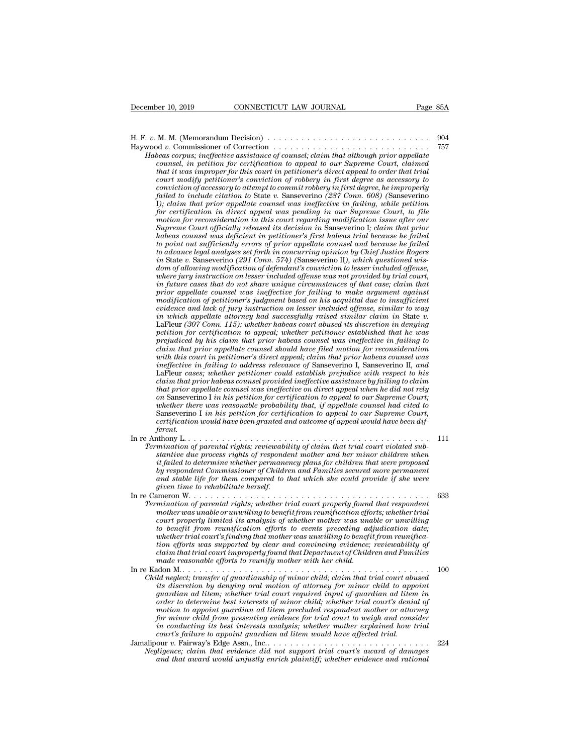H. F. *v.* M. M. (Memorandum Decision) . . . . . . . . . . . . . . . . . . . . . . . . . . . . . . 904

Haywood *v.* Commissioner of Correction . . . . . . . . . . . . . . . . . . . . . . . . . . . . . 757

*Habeas corpus; ineffective assistance of counsel; claim that although prior appellate counsel, in petition for certification to appeal to our Supreme Court, claimed that it was improper for this court in petitioner's direct appeal to order that trial court modify petitioner's conviction of robbery in first degree as accessory to conviction of accessory to attempt to commit robbery in first degree, he improperly failed to include citation to* State *v.* Sanseverino *(287 Conn. 608) (*Sanseverino I*); claim that prior appellate counsel was ineffective in failing, while petition for certification in direct appeal was pending in our Supreme Court, to file motion for reconsideration in this court regarding modification issue after our Supreme Court officially released its decision in* Sanseverino I*; claim that prior habeas counsel was deficient in petitioner's first habeas trial because he failed to point out sufficiently errors of prior appellate counsel and because he failed to advance legal analyses set forth in concurring opinion by Chief Justice Rogers in* State *v.* Sanseverino *(291 Conn. 574) (*Sanseverino II*), which questioned wisdom of allowing modification of defendant's conviction to lesser included offense, where jury instruction on lesser included offense was not provided by trial court, in future cases that do not share unique circumstances of that case; claim that prior appellate counsel was ineffective for failing to make argument against modification of petitioner's judgment based on his acquittal due to insufficient evidence and lack of jury instruction on lesser included offense, similar to way in which appellate attorney had successfully raised similar claim in* State *v.* LaFleur *(307 Conn. 115); whether habeas court abused its discretion in denying petition for certification to appeal; whether petitioner established that he was prejudiced by his claim that prior habeas counsel was ineffective in failing to claim that prior appellate counsel should have filed motion for reconsideration with this court in petitioner's direct appeal; claim that prior habeas counsel was ineffective in failing to address relevance of* Sanseverino I, Sanseverino II, *and* LaFleur *cases; whether petitioner could establish prejudice with respect to his claim that prior habeas counsel provided ineffective assistance by failing to claim that prior appellate counsel was ineffective on direct appeal when he did not rely on* Sanseverino I *in his petition for certification to appeal to our Supreme Court; whether there was reasonable probability that, if appellate counsel had cited to* Sanseverino I *in his petition for certification to appeal to our Supreme Court, certification would have been granted and outcome of appeal would have been different.*

In re Anthony L. . . . . . . . . . . . . . . . . . . . . . . . . . . . . . . . . . . . . . . . . . . . 111

*Termination of parental rights; reviewability of claim that trial court violated substantive due process rights of respondent mother and her minor children when it failed to determine whether permanency plans for children that were proposed by respondent Commissioner of Children and Families secured more permanent and stable life for them compared to that which she could provide if she were given time to rehabilitate herself.*

In re Cameron W. . . . . . . . . . . . . . . . . . . . . . . . . . . . . . . . . . . . . . . . . . . . 633

*Termination of parental rights; whether trial court properly found that respondent mother was unable or unwilling to benefit from reunification efforts; whether trial court properly limited its analysis of whether mother was unable or unwilling to benefit from reunification efforts to events preceding adjudication date; whether trial court's finding that mother was unwilling to benefit from reunification efforts was supported by clear and convincing evidence; reviewability of claim that trial court improperly found that Department of Children and Families made reasonable efforts to reunify mother with her child.*

In re Kadon M.. . . . . . . . . . . . . . . . . . . . . . . . . . . . . . . . . . . . . . . . . . . . 100

*Child neglect; transfer of guardianship of minor child; claim that trial court abused its discretion by denying oral motion of attorney for minor child to appoint guardian ad litem; whether trial court required input of guardian ad litem in order to determine best interests of minor child; whether trial court's denial of motion to appoint guardian ad litem precluded respondent mother or attorney for minor child from presenting evidence for trial court to weigh and consider in conducting its best interests analysis; whether mother explained how trial court's failure to appoint guardian ad litem would have affected trial.*

Jamalipour *v.* Fairway's Edge Assn., Inc.. . . . . . . . . . . . . . . . . . . . . . . . . . . . . 224

*Negligence; claim that evidence did not support trial court's award of damages and that award would unjustly enrich plaintiff; whether evidence and rational*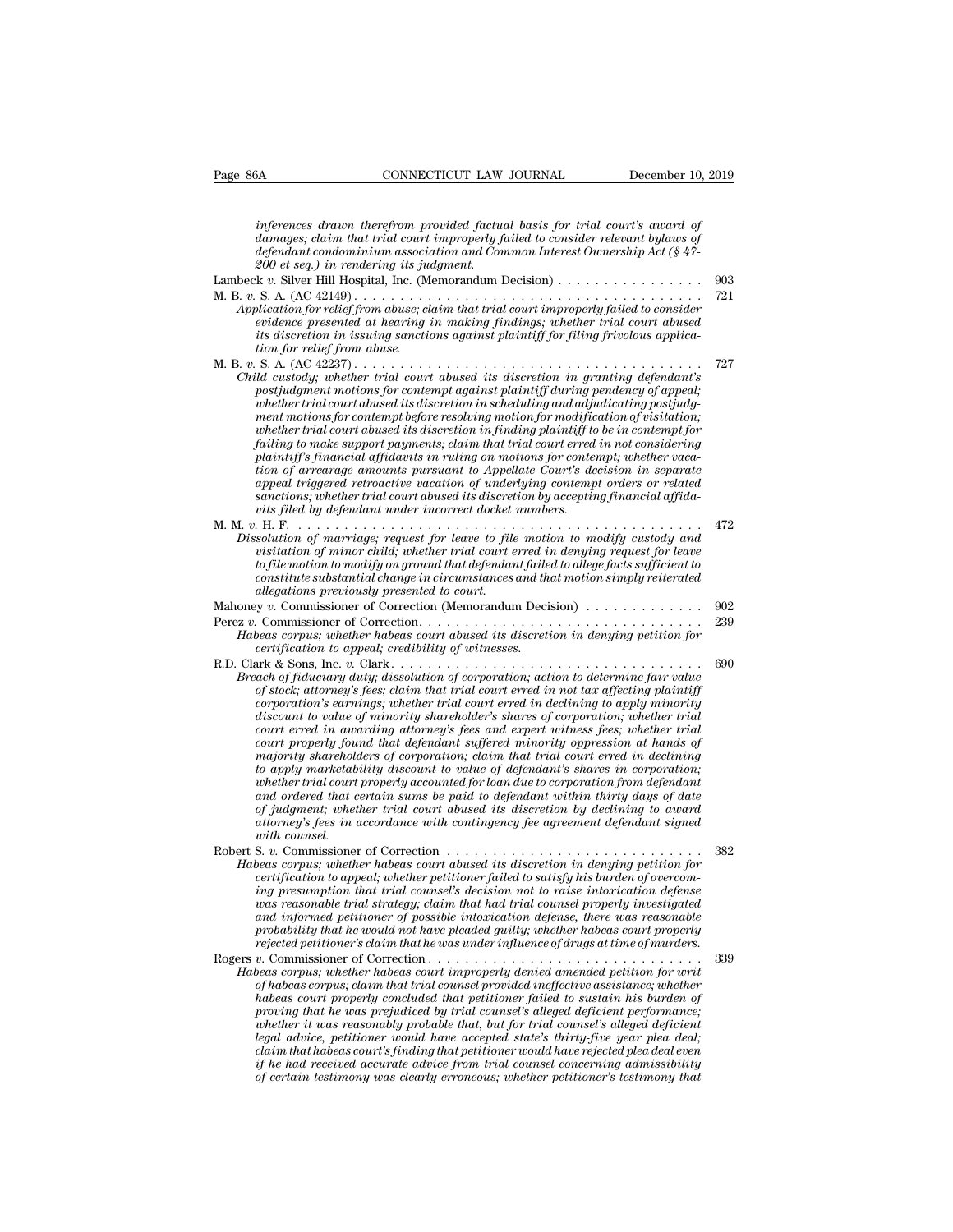*inferences drawn therefrom provided factual basis for trial court's award of damages; claim that trial court improperly failed to consider relevant bylaws of defendant condominium association and Common Interest Ownership Act (§ 47-200 et seq.) in rendering its judgment.*

Lambeck *v.* Silver Hill Hospital, Inc. (Memorandum Decision) . . . . . . . . . . . . . . . 903

M. B. *v.* S. A. (AC 42149) . . . . . . . . . . . . . . . . . . . . . . . . . . . . . . . . . . . . . 721

*Application for relief from abuse; claim that trial court improperly failed to consider evidence presented at hearing in making findings; whether trial court abused its discretion in issuing sanctions against plaintiff for filing frivolous application for relief from abuse.*

M. B. *v.* S. A. (AC 42237) . . . . . . . . . . . . . . . . . . . . . . . . . . . . . . . . . . . . . 727

*Child custody; whether trial court abused its discretion in granting defendant's postjudgment motions for contempt against plaintiff during pendency of appeal; whether trial court abused its discretion in scheduling and adjudicating postjudgment motions for contempt before resolving motion for modification of visitation; whether trial court abused its discretion in finding plaintiff to be in contempt for failing to make support payments; claim that trial court erred in not considering plaintiff's financial affidavits in ruling on motions for contempt; whether vacation of arrearage amounts pursuant to Appellate Court's decision in separate appeal triggered retroactive vacation of underlying contempt orders or related sanctions; whether trial court abused its discretion by accepting financial affidavits filed by defendant under incorrect docket numbers.*

M. M. *v.* H. F. . . . . . . . . . . . . . . . . . . . . . . . . . . . . . . . . . . . . . . . . . . 472

*Dissolution of marriage; request for leave to file motion to modify custody and visitation of minor child; whether trial court erred in denying request for leave to file motion to modify on ground that defendant failed to allege facts sufficient to constitute substantial change in circumstances and that motion simply reiterated allegations previously presented to court.*

Mahoney *v.* Commissioner of Correction (Memorandum Decision) . . . . . . . . . . . . 902

Perez *v.* Commissioner of Correction. . . . . . . . . . . . . . . . . . . . . . . . . . . . . . . 239

*Habeas corpus; whether habeas court abused its discretion in denying petition for certification to appeal; credibility of witnesses.*

R.D. Clark & Sons, Inc. *v.* Clark. . . . . . . . . . . . . . . . . . . . . . . . . . . . . . . . . . 690

*Breach of fiduciary duty; dissolution of corporation; action to determine fair value of stock; attorney's fees; claim that trial court erred in not tax affecting plaintiff corporation's earnings; whether trial court erred in declining to apply minority discount to value of minority shareholder's shares of corporation; whether trial court erred in awarding attorney's fees and expert witness fees; whether trial court properly found that defendant suffered minority oppression at hands of majority shareholders of corporation; claim that trial court erred in declining to apply marketability discount to value of defendant's shares in corporation; whether trial court properly accounted for loan due to corporation from defendant and ordered that certain sums be paid to defendant within thirty days of date of judgment; whether trial court abused its discretion by declining to award attorney's fees in accordance with contingency fee agreement defendant signed with counsel.*

Robert S. *v.* Commissioner of Correction . . . . . . . . . . . . . . . . . . . . . . . . . . . . 382

*Habeas corpus; whether habeas court abused its discretion in denying petition for certification to appeal; whether petitioner failed to satisfy his burden of overcoming presumption that trial counsel's decision not to raise intoxication defense was reasonable trial strategy; claim that had trial counsel properly investigated and informed petitioner of possible intoxication defense, there was reasonable probability that he would not have pleaded guilty; whether habeas court properly rejected petitioner's claim that he was under influence of drugs at time of murders.*

Rogers *v.* Commissioner of Correction . . . . . . . . . . . . . . . . . . . . . . . . . . . . . 339

*Habeas corpus; whether habeas court improperly denied amended petition for writ of habeas corpus; claim that trial counsel provided ineffective assistance; whether habeas court properly concluded that petitioner failed to sustain his burden of proving that he was prejudiced by trial counsel's alleged deficient performance; whether it was reasonably probable that, but for trial counsel's alleged deficient legal advice, petitioner would have accepted state's thirty-five year plea deal; claim that habeas court's finding that petitioner would have rejected plea deal even if he had received accurate advice from trial counsel concerning admissibility of certain testimony was clearly erroneous; whether petitioner's testimony that*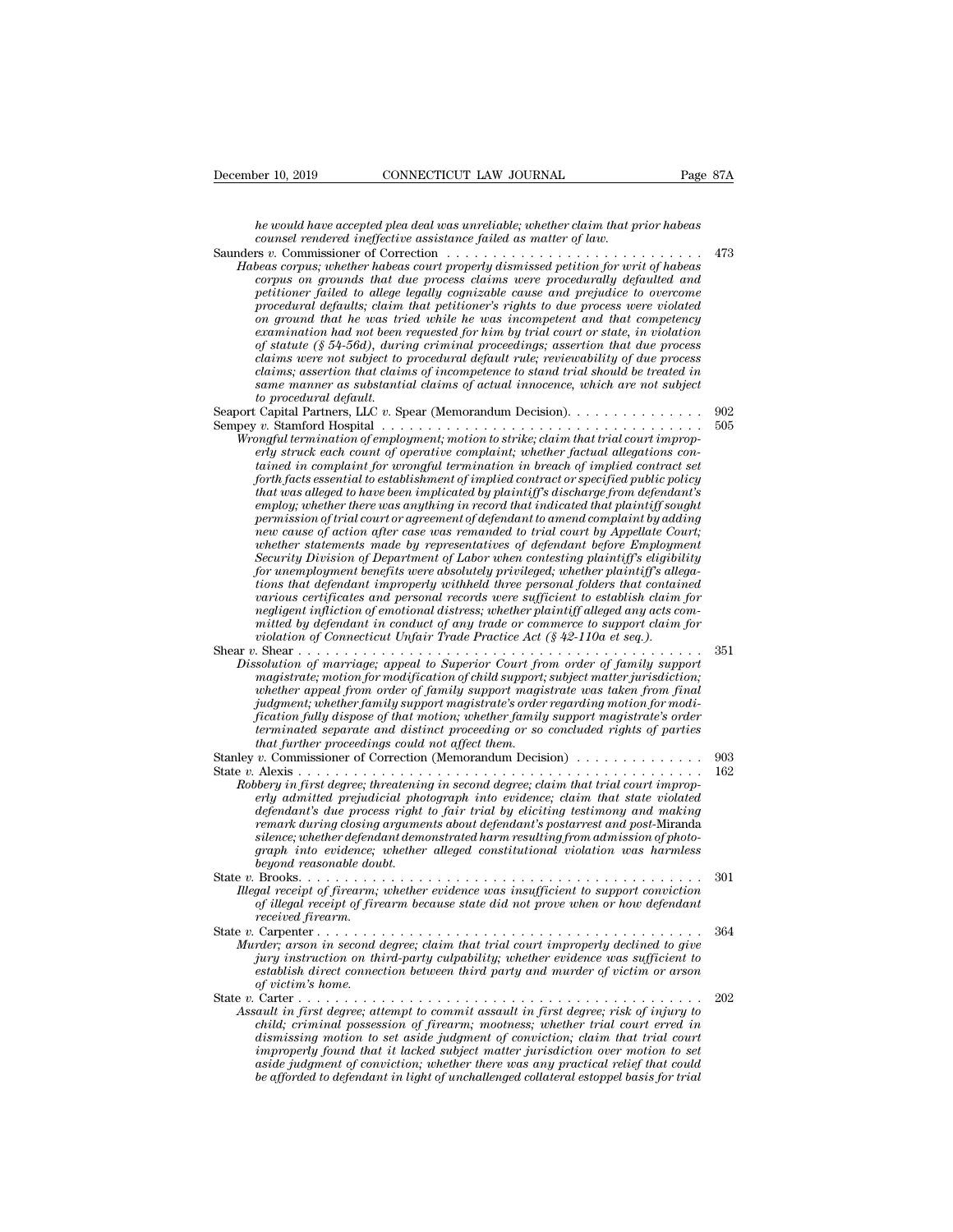*he would have accepted plea deal was unreliable; whether claim that prior habeas counsel rendered ineffective assistance failed as matter of law.*

Saunders *v.* Commissioner of Correction . . . . . . . . . . . . . . . . . . . . . . . . . . . . 473

*Habeas corpus; whether habeas court properly dismissed petition for writ of habeas corpus on grounds that due process claims were procedurally defaulted and petitioner failed to allege legally cognizable cause and prejudice to overcome procedural defaults; claim that petitioner's rights to due process were violated on ground that he was tried while he was incompetent and that competency examination had not been requested for him by trial court or state, in violation of statute (§ 54-56d), during criminal proceedings; assertion that due process claims were not subject to procedural default rule; reviewability of due process claims; assertion that claims of incompetence to stand trial should be treated in same manner as substantial claims of actual innocence, which are not subject to procedural default.*

Seaport Capital Partners, LLC *v.* Spear (Memorandum Decision). . . . . . . . . . . . . . 902

Sempey *v.* Stamford Hospital . . . . . . . . . . . . . . . . . . . . . . . . . . . . . . . . . . . 505

*Wrongful termination of employment; motion to strike; claim that trial court improperly struck each count of operative complaint; whether factual allegations contained in complaint for wrongful termination in breach of implied contract set forth facts essential to establishment of implied contract or specified public policy that was alleged to have been implicated by plaintiff's discharge from defendant's employ; whether there was anything in record that indicated that plaintiff sought permission of trial court or agreement of defendant to amend complaint by adding new cause of action after case was remanded to trial court by Appellate Court; whether statements made by representatives of defendant before Employment Security Division of Department of Labor when contesting plaintiff's eligibility for unemployment benefits were absolutely privileged; whether plaintiff's allegations that defendant improperly withheld three personal folders that contained various certificates and personal records were sufficient to establish claim for negligent infliction of emotional distress; whether plaintiff alleged any acts committed by defendant in conduct of any trade or commerce to support claim for violation of Connecticut Unfair Trade Practice Act (§ 42-110a et seq.).*

Shear *v.* Shear . . . . . . . . . . . . . . . . . . . . . . . . . . . . . . . . . . . . . . . . . . . 351

*Dissolution of marriage; appeal to Superior Court from order of family support magistrate; motion for modification of child support; subject matter jurisdiction; whether appeal from order of family support magistrate was taken from final judgment; whether family support magistrate's order regarding motion for modification fully dispose of that motion; whether family support magistrate's order terminated separate and distinct proceeding or so concluded rights of parties that further proceedings could not affect them.*

Stanley *v.* Commissioner of Correction (Memorandum Decision) . . . . . . . . . . . . . . 903

State *v.* Alexis . . . . . . . . . . . . . . . . . . . . . . . . . . . . . . . . . . . . . . . . . . . . 162

*Robbery in first degree; threatening in second degree; claim that trial court improperly admitted prejudicial photograph into evidence; claim that state violated defendant's due process right to fair trial by eliciting testimony and making remark during closing arguments about defendant's postarrest and post-*Miranda *silence; whether defendant demonstrated harm resulting from admission of photograph into evidence; whether alleged constitutional violation was harmless beyond reasonable doubt.*

State *v.* Brooks. . . . . . . . . . . . . . . . . . . . . . . . . . . . . . . . . . . . . . . . . . . . 301

*Illegal receipt of firearm; whether evidence was insufficient to support conviction of illegal receipt of firearm because state did not prove when or how defendant received firearm.*

State *v.* Carpenter . . . . . . . . . . . . . . . . . . . . . . . . . . . . . . . . . . . . . . . . . . 364

*Murder; arson in second degree; claim that trial court improperly declined to give jury instruction on third-party culpability; whether evidence was sufficient to establish direct connection between third party and murder of victim or arson of victim's home.*

State *v.* Carter . . . . . . . . . . . . . . . . . . . . . . . . . . . . . . . . . . . . . . . . . . . . 202

*Assault in first degree; attempt to commit assault in first degree; risk of injury to child; criminal possession of firearm; mootness; whether trial court erred in dismissing motion to set aside judgment of conviction; claim that trial court improperly found that it lacked subject matter jurisdiction over motion to set aside judgment of conviction; whether there was any practical relief that could be afforded to defendant in light of unchallenged collateral estoppel basis for trial*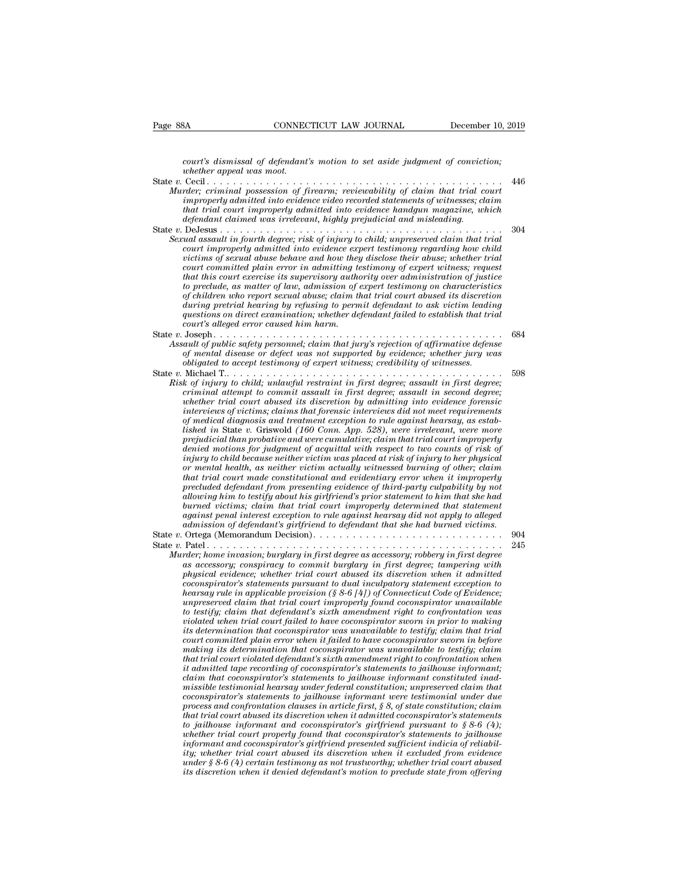*court's dismissal of defendant's motion to set aside judgment of conviction; whether appeal was moot.*

State *v.* Cecil . . . . . . . . . . . . . . . . . . . . . . . . . . . . . . . . . . . . . . . . . . . . . . 446

*Murder; criminal possession of firearm; reviewability of claim that trial court improperly admitted into evidence video recorded statements of witnesses; claim that trial court improperly admitted into evidence handgun magazine, which defendant claimed was irrelevant, highly prejudicial and misleading.*

State *v.* DeJesus . . . . . . . . . . . . . . . . . . . . . . . . . . . . . . . . . . . . . . . . . . . . . . 304

*Sexual assault in fourth degree; risk of injury to child; unpreserved claim that trial court improperly admitted into evidence expert testimony regarding how child victims of sexual abuse behave and how they disclose their abuse; whether trial court committed plain error in admitting testimony of expert witness; request that this court exercise its supervisory authority over administration of justice to preclude, as matter of law, admission of expert testimony on characteristics of children who report sexual abuse; claim that trial court abused its discretion during pretrial hearing by refusing to permit defendant to ask victim leading questions on direct examination; whether defendant failed to establish that trial court's alleged error caused him harm.*

State *v.* Joseph . . . . . . . . . . . . . . . . . . . . . . . . . . . . . . . . . . . . . . . . . . . . . . 684

*Assault of public safety personnel; claim that jury's rejection of affirmative defense of mental disease or defect was not supported by evidence; whether jury was obligated to accept testimony of expert witness; credibility of witnesses.*

State *v.* Michael T.. . . . . . . . . . . . . . . . . . . . . . . . . . . . . . . . . . . . . . . . . . . . 598

*Risk of injury to child; unlawful restraint in first degree; assault in first degree; criminal attempt to commit assault in first degree; assault in second degree; whether trial court abused its discretion by admitting into evidence forensic interviews of victims; claims that forensic interviews did not meet requirements of medical diagnosis and treatment exception to rule against hearsay, as established in* State *v.* Griswold *(160 Conn. App. 528), were irrelevant, were more prejudicial than probative and were cumulative; claim that trial court improperly denied motions for judgment of acquittal with respect to two counts of risk of injury to child because neither victim was placed at risk of injury to her physical or mental health, as neither victim actually witnessed burning of other; claim that trial court made constitutional and evidentiary error when it improperly precluded defendant from presenting evidence of third-party culpability by not allowing him to testify about his girlfriend's prior statement to him that she had burned victims; claim that trial court improperly determined that statement against penal interest exception to rule against hearsay did not apply to alleged admission of defendant's girlfriend to defendant that she had burned victims.*

State *v.* Ortega (Memorandum Decision). . . . . . . . . . . . . . . . . . . . . . . . . . . . . 904

State *v.* Patel . . . . . . . . . . . . . . . . . . . . . . . . . . . . . . . . . . . . . . . . . . . . . . . 245

*Murder; home invasion; burglary in first degree as accessory; robbery in first degree as accessory; conspiracy to commit burglary in first degree; tampering with physical evidence; whether trial court abused its discretion when it admitted coconspirator's statements pursuant to dual inculpatory statement exception to hearsay rule in applicable provision (§ 8-6 [4]) of Connecticut Code of Evidence; unpreserved claim that trial court improperly found coconspirator unavailable to testify; claim that defendant's sixth amendment right to confrontation was violated when trial court failed to have coconspirator sworn in prior to making its determination that coconspirator was unavailable to testify; claim that trial court committed plain error when it failed to have coconspirator sworn in before making its determination that coconspirator was unavailable to testify; claim that trial court violated defendant's sixth amendment right to confrontation when it admitted tape recording of coconspirator's statements to jailhouse informant; claim that coconspirator's statements to jailhouse informant constituted inadmissible testimonial hearsay under federal constitution; unpreserved claim that coconspirator's statements to jailhouse informant were testimonial under due process and confrontation clauses in article first, § 8, of state constitution; claim that trial court abused its discretion when it admitted coconspirator's statements to jailhouse informant and coconspirator's girlfriend pursuant to § 8-6 (4); whether trial court properly found that coconspirator's statements to jailhouse informant and coconspirator's girlfriend presented sufficient indicia of reliability; whether trial court abused its discretion when it excluded from evidence under § 8-6 (4) certain testimony as not trustworthy; whether trial court abused its discretion when it denied defendant's motion to preclude state from offering*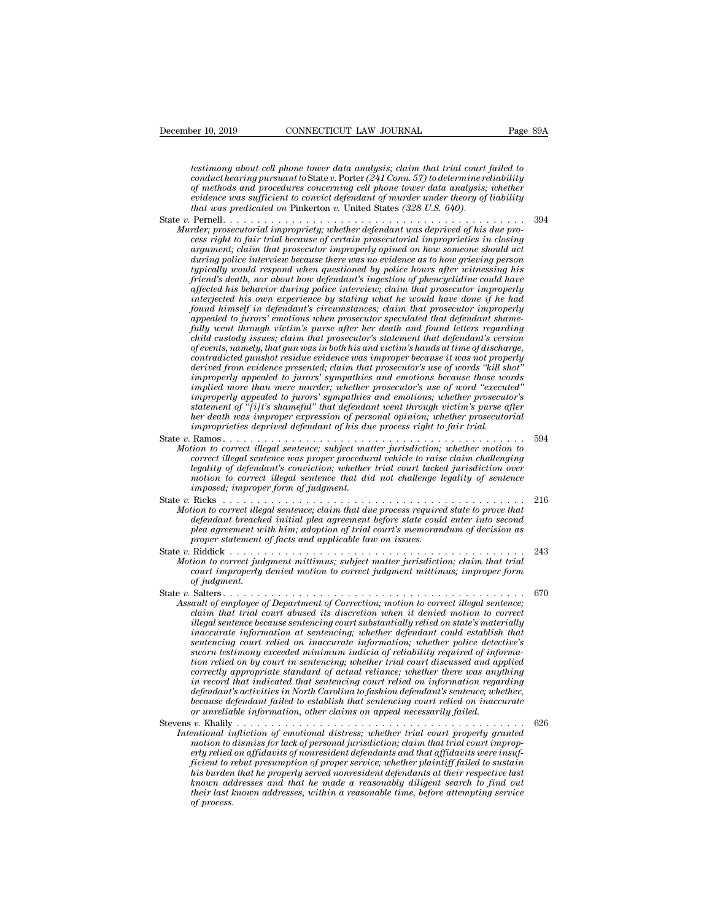*testimony about cell phone tower data analysis; claim that trial court failed to conduct hearing pursuant to* State *v.* Porter *(241 Conn. 57) to determine reliability of methods and procedures concerning cell phone tower data analysis; whether evidence was sufficient to convict defendant of murder under theory of liability that was predicated on* Pinkerton *v.* United States *(328 U.S. 640).*

State *v.* Pernell . . . . . . . . . . . . . . . . . . . . . . . . . . . . . . . . . . . . . . . . . . . . 394

*Murder; prosecutorial impropriety; whether defendant was deprived of his due process right to fair trial because of certain prosecutorial improprieties in closing argument; claim that prosecutor improperly opined on how someone should act during police interview because there was no evidence as to how grieving person typically would respond when questioned by police hours after witnessing his friend's death, nor about how defendant's ingestion of phencyclidine could have affected his behavior during police interview; claim that prosecutor improperly interjected his own experience by stating what he would have done if he had found himself in defendant's circumstances; claim that prosecutor improperly appealed to jurors' emotions when prosecutor speculated that defendant shamefully went through victim's purse after her death and found letters regarding child custody issues; claim that prosecutor's statement that defendant's version of events, namely, that gun was in both his and victim's hands at time of discharge, contradicted gunshot residue evidence was improper because it was not properly derived from evidence presented; claim that prosecutor's use of words "kill shot" improperly appealed to jurors' sympathies and emotions because those words implied more than mere murder; whether prosecutor's use of word "executed" improperly appealed to jurors' sympathies and emotions; whether prosecutor's statement of "[i]t's shameful" that defendant went through victim's purse after her death was improper expression of personal opinion; whether prosecutorial improprieties deprived defendant of his due process right to fair trial.*

State *v.* Ramos . . . . . . . . . . . . . . . . . . . . . . . . . . . . . . . . . . . . . . . . . . . . 594

*Motion to correct illegal sentence; subject matter jurisdiction; whether motion to correct illegal sentence was proper procedural vehicle to raise claim challenging legality of defendant's conviction; whether trial court lacked jurisdiction over motion to correct illegal sentence that did not challenge legality of sentence imposed; improper form of judgment.*

State *v.* Ricks . . . . . . . . . . . . . . . . . . . . . . . . . . . . . . . . . . . . . . . . . . . . 216

*Motion to correct illegal sentence; claim that due process required state to prove that defendant breached initial plea agreement before state could enter into second plea agreement with him; adoption of trial court's memorandum of decision as proper statement of facts and applicable law on issues.*

State *v.* Riddick . . . . . . . . . . . . . . . . . . . . . . . . . . . . . . . . . . . . . . . . . . . . 243

*Motion to correct judgment mittimus; subject matter jurisdiction; claim that trial court improperly denied motion to correct judgment mittimus; improper form of judgment.*

State *v.* Salters . . . . . . . . . . . . . . . . . . . . . . . . . . . . . . . . . . . . . . . . . . . . 670

*Assault of employee of Department of Correction; motion to correct illegal sentence; claim that trial court abused its discretion when it denied motion to correct illegal sentence because sentencing court substantially relied on state's materially inaccurate information at sentencing; whether defendant could establish that sentencing court relied on inaccurate information; whether police detective's sworn testimony exceeded minimum indicia of reliability required of information relied on by court in sentencing; whether trial court discussed and applied correctly appropriate standard of actual reliance; whether there was anything in record that indicated that sentencing court relied on information regarding defendant's activities in North Carolina to fashion defendant's sentence; whether, because defendant failed to establish that sentencing court relied on inaccurate or unreliable information, other claims on appeal necessarily failed.*

Stevens *v.* Khalily . . . . . . . . . . . . . . . . . . . . . . . . . . . . . . . . . . . . . . . . . . . 626

*Intentional infliction of emotional distress; whether trial court properly granted motion to dismiss for lack of personal jurisdiction; claim that trial court improperly relied on affidavits of nonresident defendants and that affidavits were insufficient to rebut presumption of proper service; whether plaintiff failed to sustain his burden that he properly served nonresident defendants at their respective last known addresses and that he made a reasonably diligent search to find out their last known addresses, within a reasonable time, before attempting service of process.*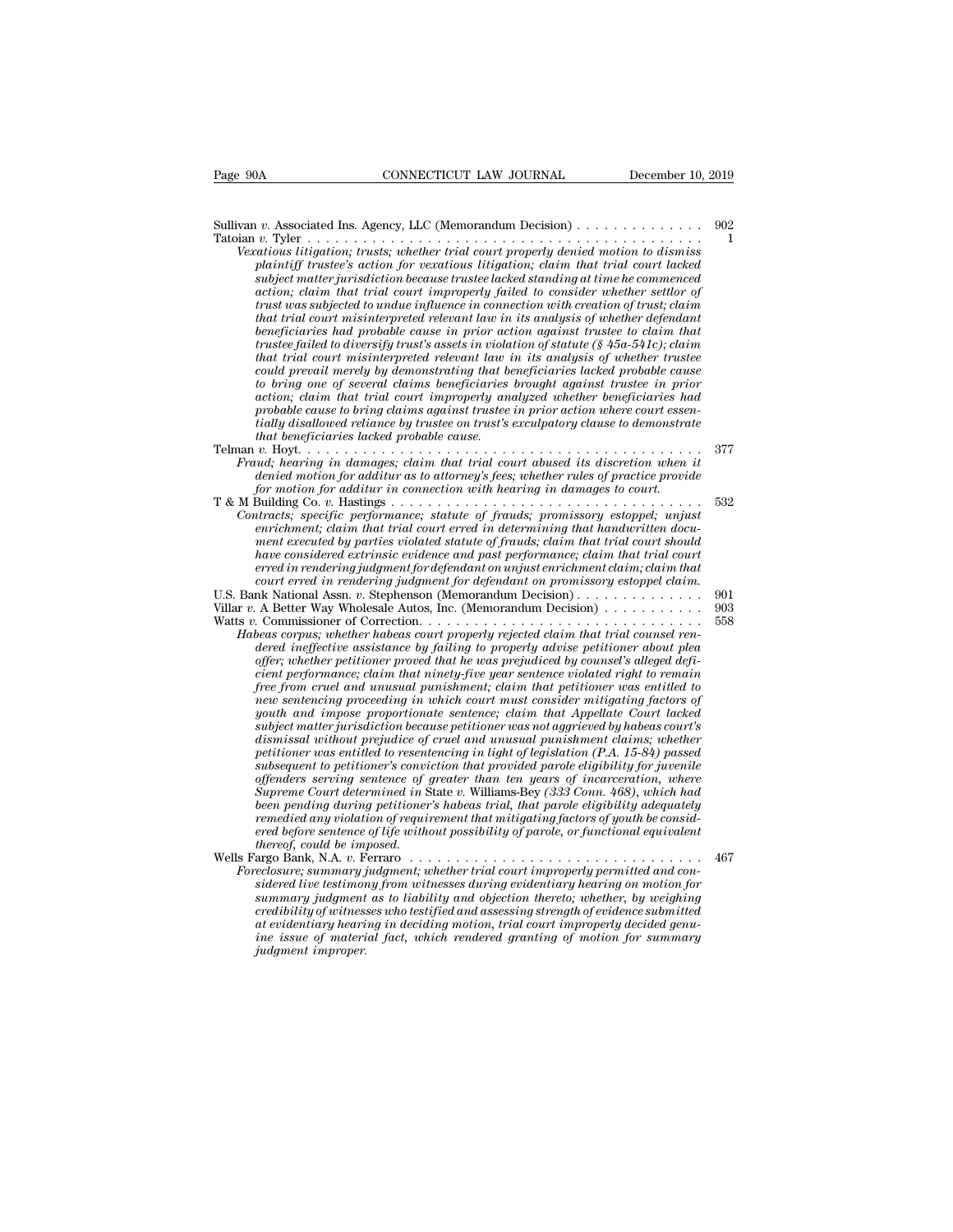Sullivan *v.* Associated Ins. Agency, LLC (Memorandum Decision) . . . . . . . . . . . . . 902

Tatoian *v.* Tyler . . . . . . . . . . . . . . . . . . . . . . . . . . . . . . . . . . . . . . . . . . . . . 1

*Vexatious litigation; trusts; whether trial court properly denied motion to dismiss plaintiff trustee's action for vexatious litigation; claim that trial court lacked subject matter jurisdiction because trustee lacked standing at time he commenced action; claim that trial court improperly failed to consider whether settlor of trust was subjected to undue influence in connection with creation of trust; claim that trial court misinterpreted relevant law in its analysis of whether defendant beneficiaries had probable cause in prior action against trustee to claim that trustee failed to diversify trust's assets in violation of statute (§ 45a-541c); claim that trial court misinterpreted relevant law in its analysis of whether trustee could prevail merely by demonstrating that beneficiaries lacked probable cause to bring one of several claims beneficiaries brought against trustee in prior action; claim that trial court improperly analyzed whether beneficiaries had probable cause to bring claims against trustee in prior action where court essentially disallowed reliance by trustee on trust's exculpatory clause to demonstrate that beneficiaries lacked probable cause.*

Telman *v.* Hoyt. . . . . . . . . . . . . . . . . . . . . . . . . . . . . . . . . . . . . . . . . . . . . 377

*Fraud; hearing in damages; claim that trial court abused its discretion when it denied motion for additur as to attorney's fees; whether rules of practice provide for motion for additur in connection with hearing in damages to court.*

T & M Building Co. *v.* Hastings . . . . . . . . . . . . . . . . . . . . . . . . . . . . . . . . . . . 532

*Contracts; specific performance; statute of frauds; promissory estoppel; unjust enrichment; claim that trial court erred in determining that handwritten document executed by parties violated statute of frauds; claim that trial court should have considered extrinsic evidence and past performance; claim that trial court erred in rendering judgment for defendant on unjust enrichment claim; claim that court erred in rendering judgment for defendant on promissory estoppel claim.*

U.S. Bank National Assn. *v.* Stephenson (Memorandum Decision) . . . . . . . . . . . . . . 901

Villar *v.* A Better Way Wholesale Autos, Inc. (Memorandum Decision) . . . . . . . . . . . 903

Watts *v.* Commissioner of Correction. . . . . . . . . . . . . . . . . . . . . . . . . . . . . . . . 558

*Habeas corpus; whether habeas court properly rejected claim that trial counsel rendered ineffective assistance by failing to properly advise petitioner about plea offer; whether petitioner proved that he was prejudiced by counsel's alleged deficient performance; claim that ninety-five year sentence violated right to remain free from cruel and unusual punishment; claim that petitioner was entitled to new sentencing proceeding in which court must consider mitigating factors of youth and impose proportionate sentence; claim that Appellate Court lacked subject matter jurisdiction because petitioner was not aggrieved by habeas court's dismissal without prejudice of cruel and unusual punishment claims; whether petitioner was entitled to resentencing in light of legislation (P.A. 15-84) passed subsequent to petitioner's conviction that provided parole eligibility for juvenile offenders serving sentence of greater than ten years of incarceration, where Supreme Court determined in* State *v.* Williams-Bey *(333 Conn. 468), which had been pending during petitioner's habeas trial, that parole eligibility adequately remedied any violation of requirement that mitigating factors of youth be considered before sentence of life without possibility of parole, or functional equivalent thereof, could be imposed.*

Wells Fargo Bank, N.A. *v.* Ferraro . . . . . . . . . . . . . . . . . . . . . . . . . . . . . . . . 467

*Foreclosure; summary judgment; whether trial court improperly permitted and considered live testimony from witnesses during evidentiary hearing on motion for summary judgment as to liability and objection thereto; whether, by weighing credibility of witnesses who testified and assessing strength of evidence submitted at evidentiary hearing in deciding motion, trial court improperly decided genuine issue of material fact, which rendered granting of motion for summary judgment improper.*